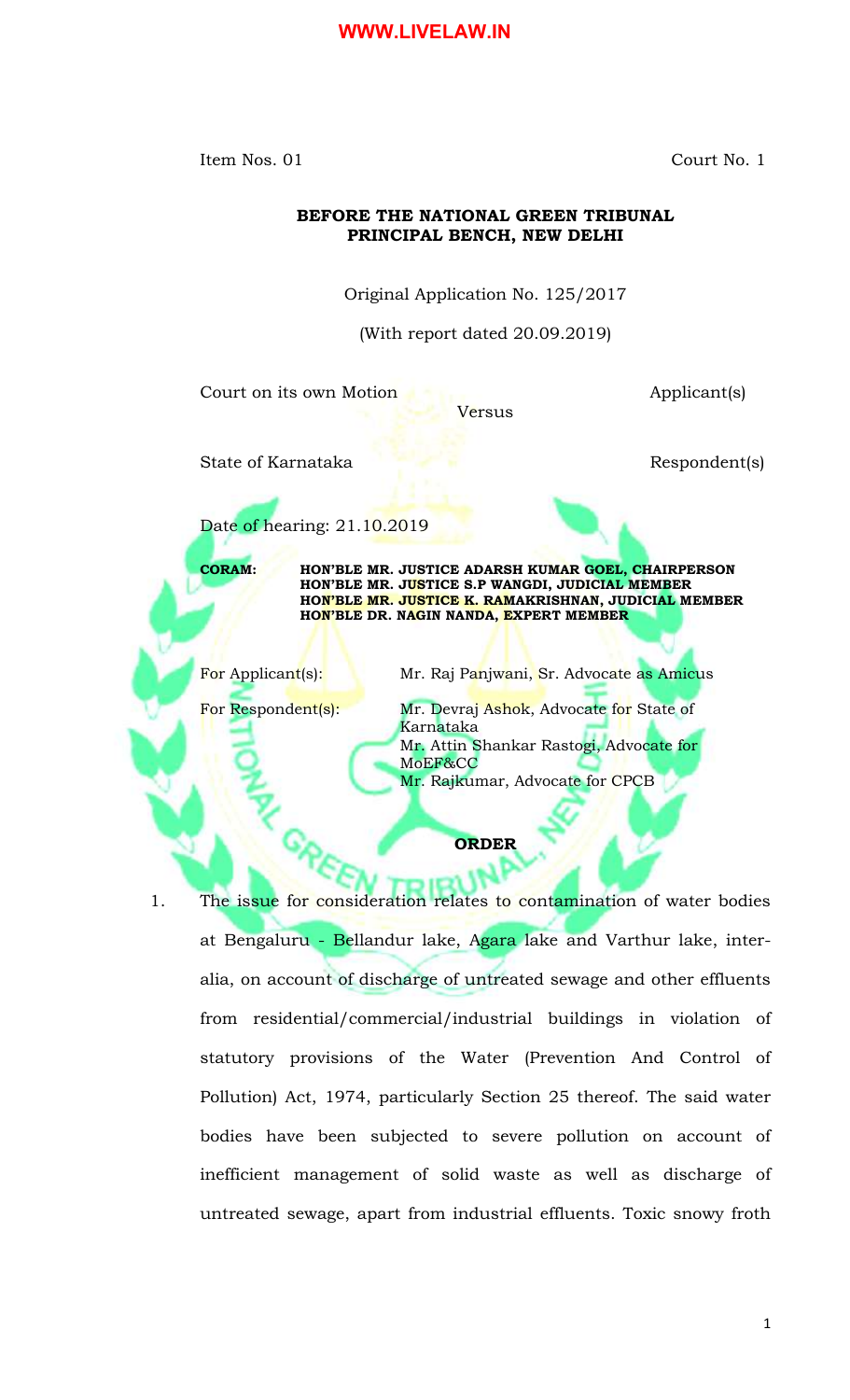Item Nos. 01 Court No. 1

**BEFORE THE NATIONAL GREEN TRIBUNAL**
**PRINCIPAL BENCH, NEW DELHI**

Original Application No. 125/2017

(With report dated 20.09.2019)

Court on its own Motion Applicant(s)

Versus

State of Karnataka Respondent(s)

Date of hearing: 21.10.2019

**CORAM:** **HON'BLE MR. JUSTICE ADARSH KUMAR GOEL, CHAIRPERSON**
**HON'BLE MR. JUSTICE S.P WANGDI, JUDICIAL MEMBER**
**HON'BLE MR. JUSTICE K. RAMAKRISHNAN, JUDICIAL MEMBER**
**HON'BLE DR. NAGIN NANDA, EXPERT MEMBER**

For Applicant(s): Mr. Raj Panjwani, Sr. Advocate as Amicus

For Respondent(s): Mr. Devraj Ashok, Advocate for State of Karnataka
Mr. Attin Shankar Rastogi, Advocate for MoEF&CC
Mr. Rajkumar, Advocate for CPCB

**ORDER**

1. The issue for consideration relates to contamination of water bodies at Bengaluru - Bellandur lake, Agara lake and Varthur lake, inter-alia, on account of discharge of untreated sewage and other effluents from residential/commercial/industrial buildings in violation of statutory provisions of the Water (Prevention And Control of Pollution) Act, 1974, particularly Section 25 thereof. The said water bodies have been subjected to severe pollution on account of inefficient management of solid waste as well as discharge of untreated sewage, apart from industrial effluents. Toxic snowy froth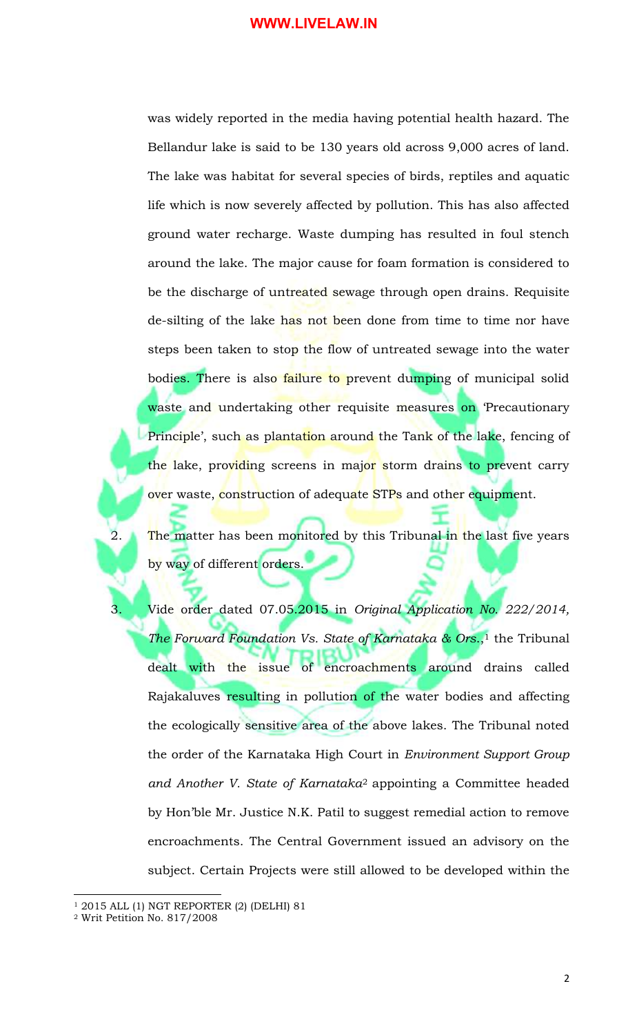was widely reported in the media having potential health hazard. The Bellandur lake is said to be 130 years old across 9,000 acres of land. The lake was habitat for several species of birds, reptiles and aquatic life which is now severely affected by pollution. This has also affected ground water recharge. Waste dumping has resulted in foul stench around the lake. The major cause for foam formation is considered to be the discharge of untreated sewage through open drains. Requisite de-silting of the lake has not been done from time to time nor have steps been taken to stop the flow of untreated sewage into the water bodies. There is also failure to prevent dumping of municipal solid waste and undertaking other requisite measures on 'Precautionary Principle', such as plantation around the Tank of the lake, fencing of the lake, providing screens in major storm drains to prevent carry over waste, construction of adequate STPs and other equipment.

2. The matter has been monitored by this Tribunal in the last five years by way of different orders.

3. Vide order dated 07.05.2015 in *Original Application No. 222/2014, The Forward Foundation Vs. State of Karnataka & Ors.*,[1] the Tribunal dealt with the issue of encroachments around drains called Rajakaluves resulting in pollution of the water bodies and affecting the ecologically sensitive area of the above lakes. The Tribunal noted the order of the Karnataka High Court in *Environment Support Group and Another V. State of Karnataka*[2] appointing a Committee headed by Hon'ble Mr. Justice N.K. Patil to suggest remedial action to remove encroachments. The Central Government issued an advisory on the subject. Certain Projects were still allowed to be developed within the

---

[1] 2015 ALL (1) NGT REPORTER (2) (DELHI) 81

[2] Writ Petition No. 817/2008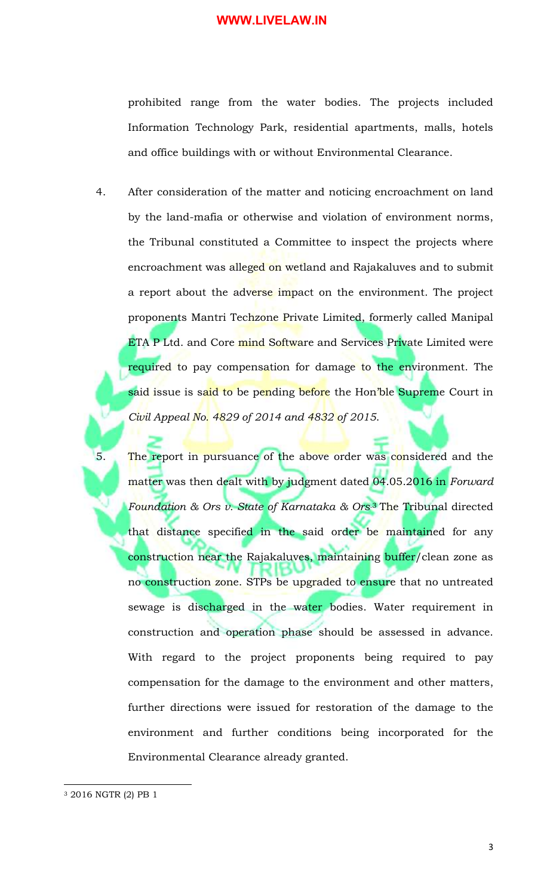prohibited range from the water bodies. The projects included Information Technology Park, residential apartments, malls, hotels and office buildings with or without Environmental Clearance.

4. After consideration of the matter and noticing encroachment on land by the land-mafia or otherwise and violation of environment norms, the Tribunal constituted a Committee to inspect the projects where encroachment was alleged on wetland and Rajakaluves and to submit a report about the adverse impact on the environment. The project proponents Mantri Techzone Private Limited, formerly called Manipal ETA P Ltd. and Core mind Software and Services Private Limited were required to pay compensation for damage to the environment. The said issue is said to be pending before the Hon'ble Supreme Court in *Civil Appeal No. 4829 of 2014 and 4832 of 2015*.

5. The report in pursuance of the above order was considered and the matter was then dealt with by judgment dated 04.05.2016 in *Forward Foundation & Ors v. State of Karnataka & Ors.*[3] The Tribunal directed that distance specified in the said order be maintained for any construction near the Rajakaluves, maintaining buffer/clean zone as no construction zone. STPs be upgraded to ensure that no untreated sewage is discharged in the water bodies. Water requirement in construction and operation phase should be assessed in advance. With regard to the project proponents being required to pay compensation for the damage to the environment and other matters, further directions were issued for restoration of the damage to the environment and further conditions being incorporated for the Environmental Clearance already granted.

---

[3] 2016 NGTR (2) PB 1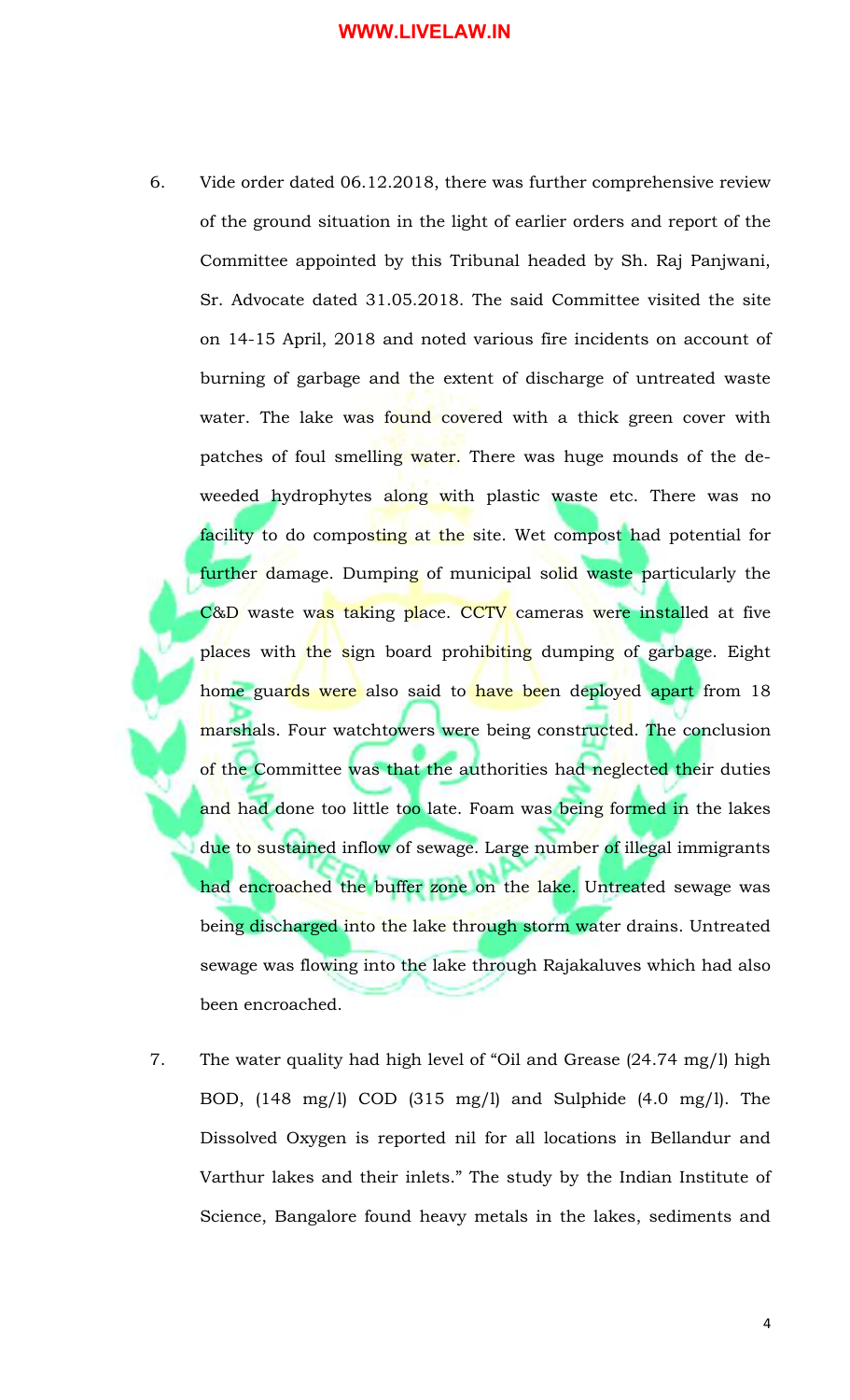6. Vide order dated 06.12.2018, there was further comprehensive review of the ground situation in the light of earlier orders and report of the Committee appointed by this Tribunal headed by Sh. Raj Panjwani, Sr. Advocate dated 31.05.2018. The said Committee visited the site on 14-15 April, 2018 and noted various fire incidents on account of burning of garbage and the extent of discharge of untreated waste water. The lake was found covered with a thick green cover with patches of foul smelling water. There was huge mounds of the de-weeded hydrophytes along with plastic waste etc. There was no facility to do composting at the site. Wet compost had potential for further damage. Dumping of municipal solid waste particularly the C&D waste was taking place. CCTV cameras were installed at five places with the sign board prohibiting dumping of garbage. Eight home guards were also said to have been deployed apart from 18 marshals. Four watchtowers were being constructed. The conclusion of the Committee was that the authorities had neglected their duties and had done too little too late. Foam was being formed in the lakes due to sustained inflow of sewage. Large number of illegal immigrants had encroached the buffer zone on the lake. Untreated sewage was being discharged into the lake through storm water drains. Untreated sewage was flowing into the lake through Rajakaluves which had also been encroached.

7. The water quality had high level of "Oil and Grease (24.74 mg/l) high BOD, (148 mg/l) COD (315 mg/l) and Sulphide (4.0 mg/l). The Dissolved Oxygen is reported nil for all locations in Bellandur and Varthur lakes and their inlets." The study by the Indian Institute of Science, Bangalore found heavy metals in the lakes, sediments and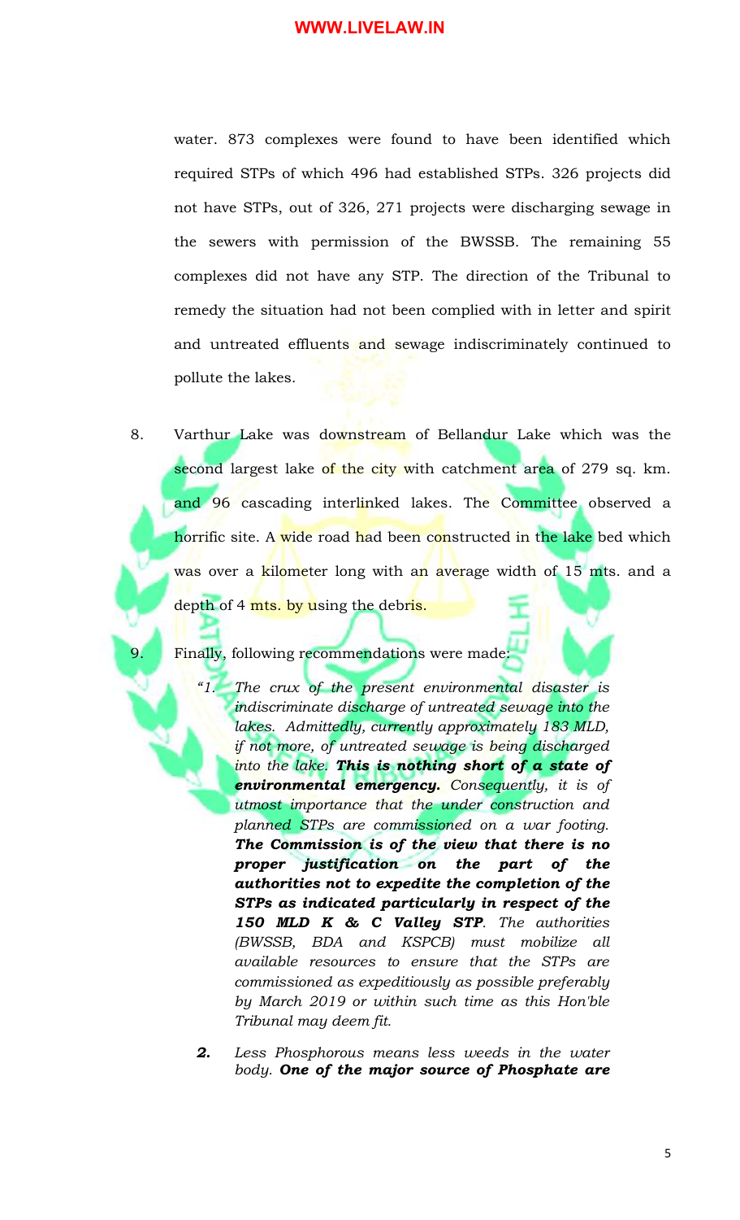water. 873 complexes were found to have been identified which required STPs of which 496 had established STPs. 326 projects did not have STPs, out of 326, 271 projects were discharging sewage in the sewers with permission of the BWSSB. The remaining 55 complexes did not have any STP. The direction of the Tribunal to remedy the situation had not been complied with in letter and spirit and untreated effluents and sewage indiscriminately continued to pollute the lakes.

8. Varthur Lake was downstream of Bellandur Lake which was the second largest lake of the city with catchment area of 279 sq. km. and 96 cascading interlinked lakes. The Committee observed a horrific site. A wide road had been constructed in the lake bed which was over a kilometer long with an average width of 15 mts. and a depth of 4 mts. by using the debris.

9. Finally, following recommendations were made:

> *"1. The crux of the present environmental disaster is indiscriminate discharge of untreated sewage into the lakes. Admittedly, currently approximately 183 MLD, if not more, of untreated sewage is being discharged into the lake.* ***This is nothing short of a state of environmental emergency.*** *Consequently, it is of utmost importance that the under construction and planned STPs are commissioned on a war footing.* ***The Commission is of the view that there is no proper justification on the part of the authorities not to expedite the completion of the STPs as indicated particularly in respect of the 150 MLD K & C Valley STP****. The authorities (BWSSB, BDA and KSPCB) must mobilize all available resources to ensure that the STPs are commissioned as expeditiously as possible preferably by March 2019 or within such time as this Hon'ble Tribunal may deem fit.*
>
> ***2.*** *Less Phosphorous means less weeds in the water body.* ***One of the major source of Phosphate are***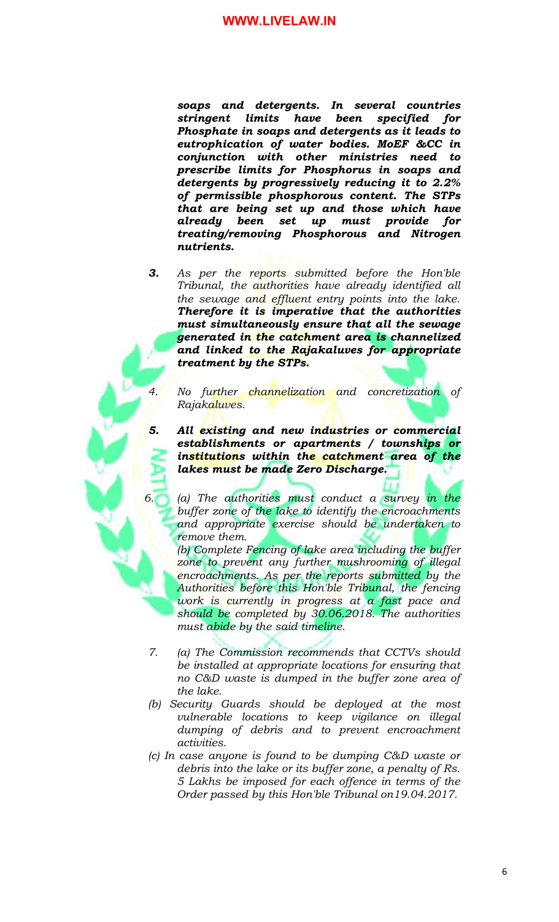***soaps and detergents. In several countries stringent limits have been specified for Phosphate in soaps and detergents as it leads to eutrophication of water bodies. MoEF &CC in conjunction with other ministries need to prescribe limits for Phosphorus in soaps and detergents by progressively reducing it to 2.2% of permissible phosphorous content. The STPs that are being set up and those which have already been set up must provide for treating/removing Phosphorous and Nitrogen nutrients.***

***3.*** *As per the reports submitted before the Hon'ble Tribunal, the authorities have already identified all the sewage and effluent entry points into the lake.* ***Therefore it is imperative that the authorities must simultaneously ensure that all the sewage generated in the catchment area is channelized and linked to the Rajakaluves for appropriate treatment by the STPs.***

*4. No further channelization and concretization of Rajakaluves.*

***5. All existing and new industries or commercial establishments or apartments / townships or institutions within the catchment area of the lakes must be made Zero Discharge.***

*6. (a) The authorities must conduct a survey in the buffer zone of the lake to identify the encroachments and appropriate exercise should be undertaken to remove them.*

*(b) Complete Fencing of lake area including the buffer zone to prevent any further mushrooming of illegal encroachments. As per the reports submitted by the Authorities before this Hon'ble Tribunal, the fencing work is currently in progress at a fast pace and should be completed by 30.06.2018. The authorities must abide by the said timeline.*

*7. (a) The Commission recommends that CCTVs should be installed at appropriate locations for ensuring that no C&D waste is dumped in the buffer zone area of the lake.*

*(b) Security Guards should be deployed at the most vulnerable locations to keep vigilance on illegal dumping of debris and to prevent encroachment activities.*

*(c) In case anyone is found to be dumping C&D waste or debris into the lake or its buffer zone, a penalty of Rs. 5 Lakhs be imposed for each offence in terms of the Order passed by this Hon'ble Tribunal on19.04.2017.*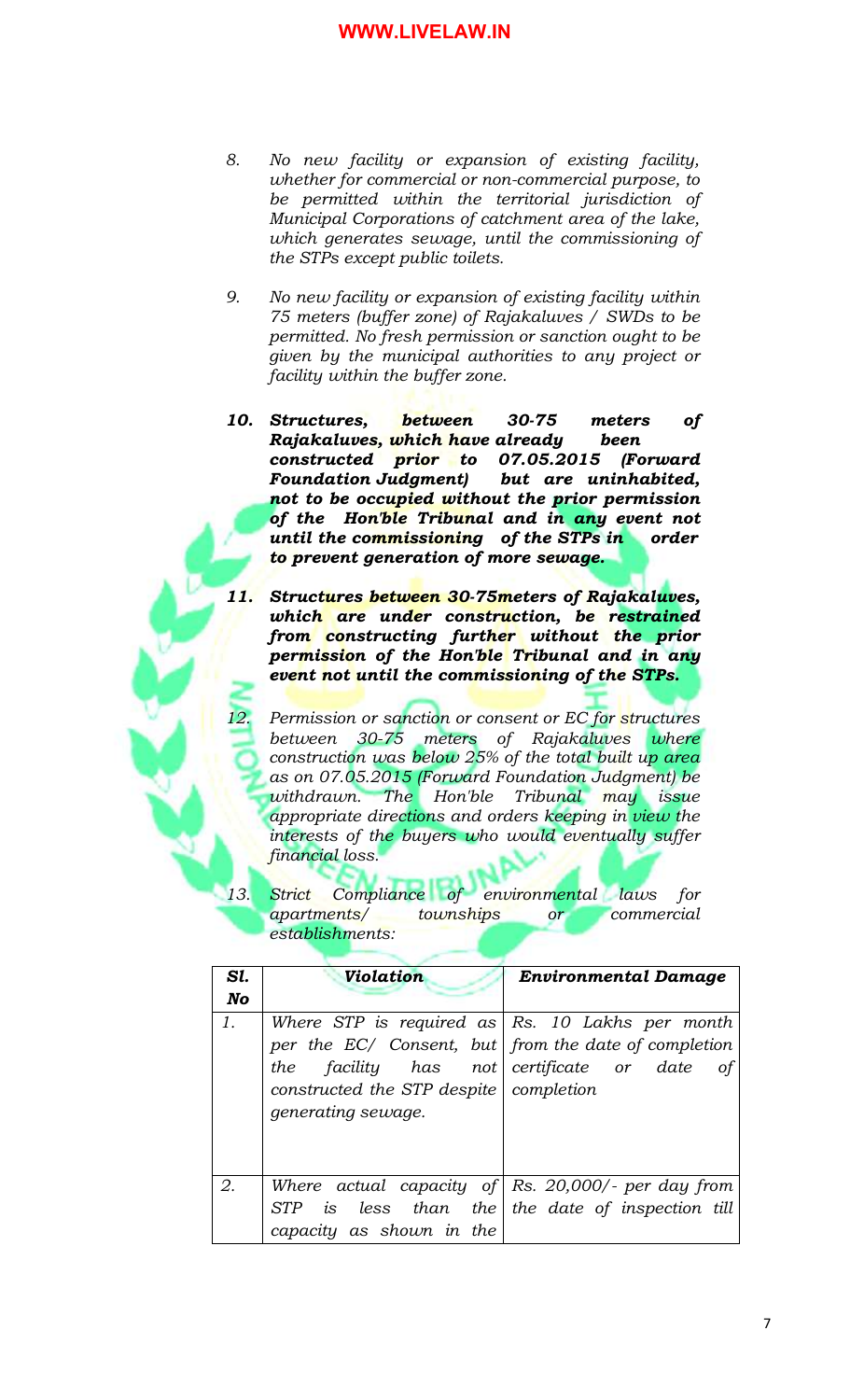8. *No new facility or expansion of existing facility, whether for commercial or non-commercial purpose, to be permitted within the territorial jurisdiction of Municipal Corporations of catchment area of the lake, which generates sewage, until the commissioning of the STPs except public toilets.*

9. *No new facility or expansion of existing facility within 75 meters (buffer zone) of Rajakaluves / SWDs to be permitted. No fresh permission or sanction ought to be given by the municipal authorities to any project or facility within the buffer zone.*

10. ***Structures, between 30-75 meters of Rajakaluves, which have already been constructed prior to 07.05.2015 (Forward Foundation Judgment) but are uninhabited, not to be occupied without the prior permission of the Hon'ble Tribunal and in any event not until the commissioning of the STPs in order to prevent generation of more sewage.***

11. ***Structures between 30-75meters of Rajakaluves, which are under construction, be restrained from constructing further without the prior permission of the Hon'ble Tribunal and in any event not until the commissioning of the STPs.***

12. *Permission or sanction or consent or EC for structures between 30-75 meters of Rajakaluves where construction was below 25% of the total built up area as on 07.05.2015 (Forward Foundation Judgment) be withdrawn. The Hon'ble Tribunal may issue appropriate directions and orders keeping in view the interests of the buyers who would eventually suffer financial loss.*

13. *Strict Compliance of environmental laws for apartments/ townships or commercial establishments:*

| ***Sl. No*** | ***Violation*** | ***Environmental Damage*** |
|---|---|---|
| *1.* | *Where STP is required as per the EC/ Consent, but the facility has not constructed the STP despite generating sewage.* | *Rs. 10 Lakhs per month from the date of completion certificate or date of completion* |
| *2.* | *Where actual capacity of STP is less than the capacity as shown in the* | *Rs. 20,000/- per day from the date of inspection till* |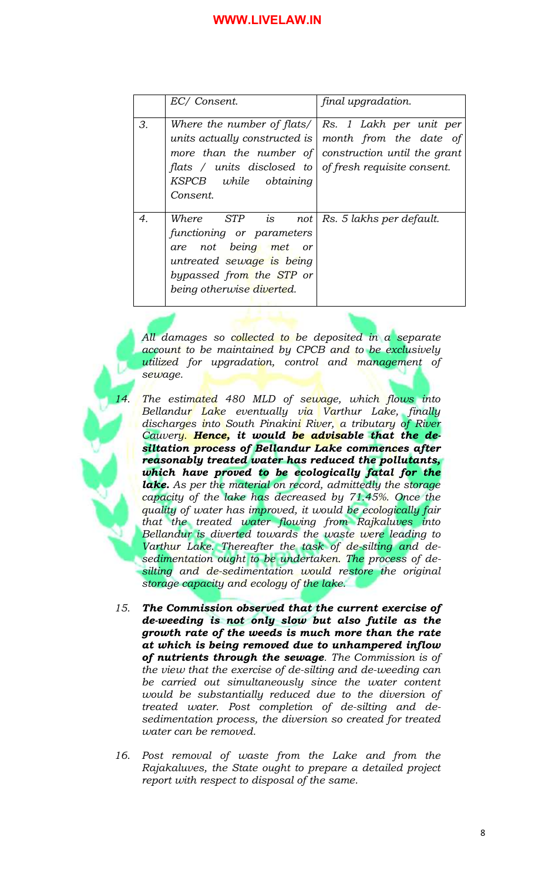| | | |
|---|---|---|
| | *EC/ Consent.* | *final upgradation.* |
| *3.* | *Where the number of flats/ units actually constructed is more than the number of flats / units disclosed to KSPCB while obtaining Consent.* | *Rs. 1 Lakh per unit per month from the date of construction until the grant of fresh requisite consent.* |
| *4.* | *Where STP is not functioning or parameters are not being met or untreated sewage is being bypassed from the STP or being otherwise diverted.* | *Rs. 5 lakhs per default.* |

*All damages so collected to be deposited in a separate account to be maintained by CPCB and to be exclusively utilized for upgradation, control and management of sewage.*

*14. The estimated 480 MLD of sewage, which flows into Bellandur Lake eventually via Varthur Lake, finally discharges into South Pinakini River, a tributary of River Cauvery.* ***Hence, it would be advisable that the de-siltation process of Bellandur Lake commences after reasonably treated water has reduced the pollutants, which have proved to be ecologically fatal for the lake.*** *As per the material on record, admittedly the storage capacity of the lake has decreased by 71.45%. Once the quality of water has improved, it would be ecologically fair that the treated water flowing from Rajkaluves into Bellandur is diverted towards the waste were leading to Varthur Lake. Thereafter the task of de-silting and de-sedimentation ought to be undertaken. The process of de-silting and de-sedimentation would restore the original storage capacity and ecology of the lake.*

*15.* ***The Commission observed that the current exercise of de-weeding is not only slow but also futile as the growth rate of the weeds is much more than the rate at which is being removed due to unhampered inflow of nutrients through the sewage****. The Commission is of the view that the exercise of de-silting and de-weeding can be carried out simultaneously since the water content would be substantially reduced due to the diversion of treated water. Post completion of de-silting and de-sedimentation process, the diversion so created for treated water can be removed.*

*16. Post removal of waste from the Lake and from the Rajakaluves, the State ought to prepare a detailed project report with respect to disposal of the same.*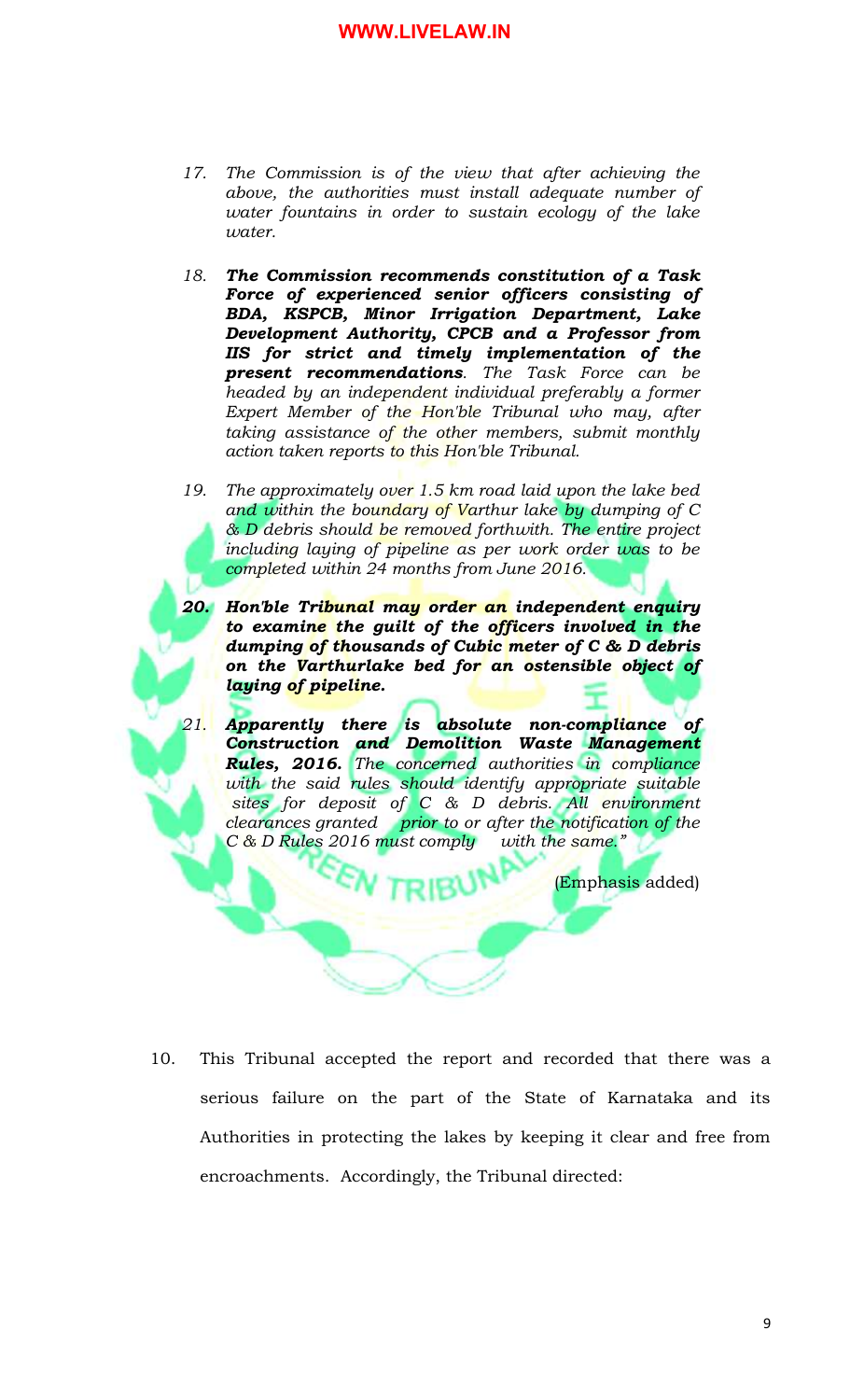*17. The Commission is of the view that after achieving the above, the authorities must install adequate number of water fountains in order to sustain ecology of the lake water.*

*18. **The Commission recommends constitution of a Task Force of experienced senior officers consisting of BDA, KSPCB, Minor Irrigation Department, Lake Development Authority, CPCB and a Professor from IIS for strict and timely implementation of the present recommendations**. The Task Force can be headed by an independent individual preferably a former Expert Member of the Hon'ble Tribunal who may, after taking assistance of the other members, submit monthly action taken reports to this Hon'ble Tribunal.*

*19. The approximately over 1.5 km road laid upon the lake bed and within the boundary of Varthur lake by dumping of C & D debris should be removed forthwith. The entire project including laying of pipeline as per work order was to be completed within 24 months from June 2016.*

***20. Hon'ble Tribunal may order an independent enquiry to examine the guilt of the officers involved in the dumping of thousands of Cubic meter of C & D debris on the Varthurlake bed for an ostensible object of laying of pipeline.***

*21. **Apparently there is absolute non-compliance of Construction and Demolition Waste Management Rules, 2016.** The concerned authorities in compliance with the said rules should identify appropriate suitable sites for deposit of C & D debris. All environment clearances granted prior to or after the notification of the C & D Rules 2016 must comply with the same."*

(Emphasis added)

10. This Tribunal accepted the report and recorded that there was a serious failure on the part of the State of Karnataka and its Authorities in protecting the lakes by keeping it clear and free from encroachments. Accordingly, the Tribunal directed: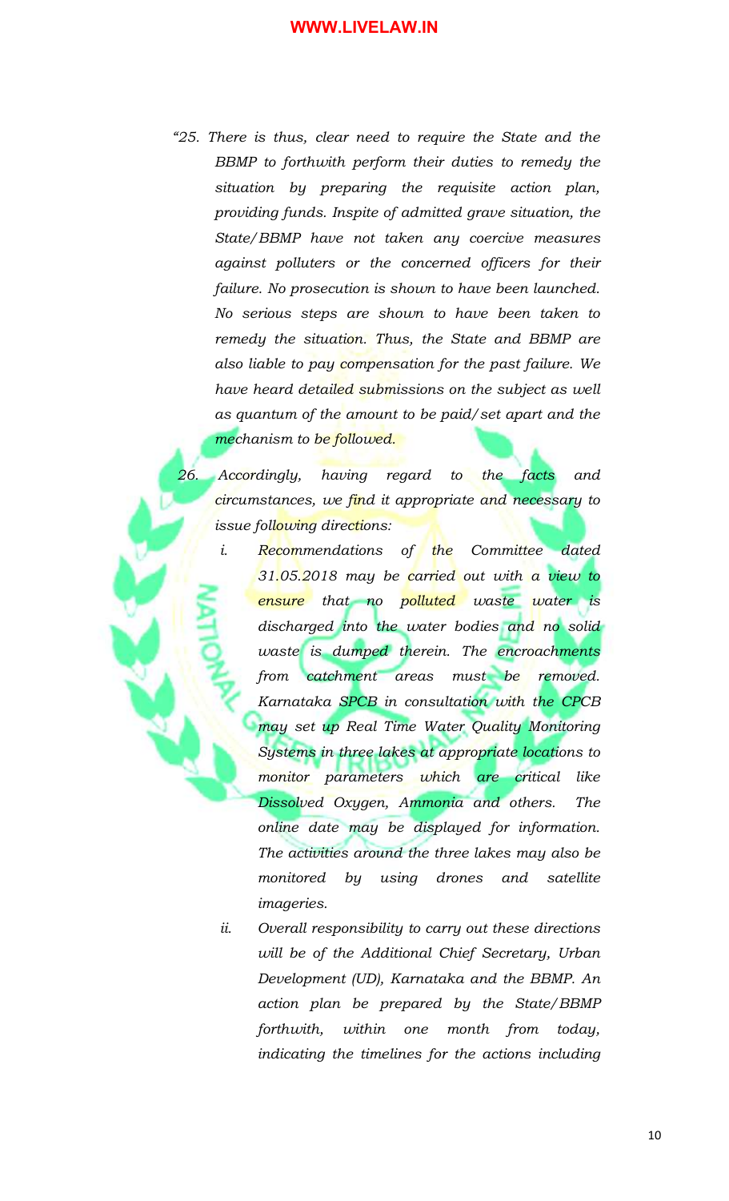*"25. There is thus, clear need to require the State and the BBMP to forthwith perform their duties to remedy the situation by preparing the requisite action plan, providing funds. Inspite of admitted grave situation, the State/BBMP have not taken any coercive measures against polluters or the concerned officers for their failure. No prosecution is shown to have been launched. No serious steps are shown to have been taken to remedy the situation. Thus, the State and BBMP are also liable to pay compensation for the past failure. We have heard detailed submissions on the subject as well as quantum of the amount to be paid/set apart and the mechanism to be followed.*

*26. Accordingly, having regard to the facts and circumstances, we find it appropriate and necessary to issue following directions:*

*i. Recommendations of the Committee dated 31.05.2018 may be carried out with a view to ensure that no polluted waste water is discharged into the water bodies and no solid waste is dumped therein. The encroachments from catchment areas must be removed. Karnataka SPCB in consultation with the CPCB may set up Real Time Water Quality Monitoring Systems in three lakes at appropriate locations to monitor parameters which are critical like Dissolved Oxygen, Ammonia and others. The online date may be displayed for information. The activities around the three lakes may also be monitored by using drones and satellite imageries.*

*ii. Overall responsibility to carry out these directions will be of the Additional Chief Secretary, Urban Development (UD), Karnataka and the BBMP. An action plan be prepared by the State/BBMP forthwith, within one month from today, indicating the timelines for the actions including*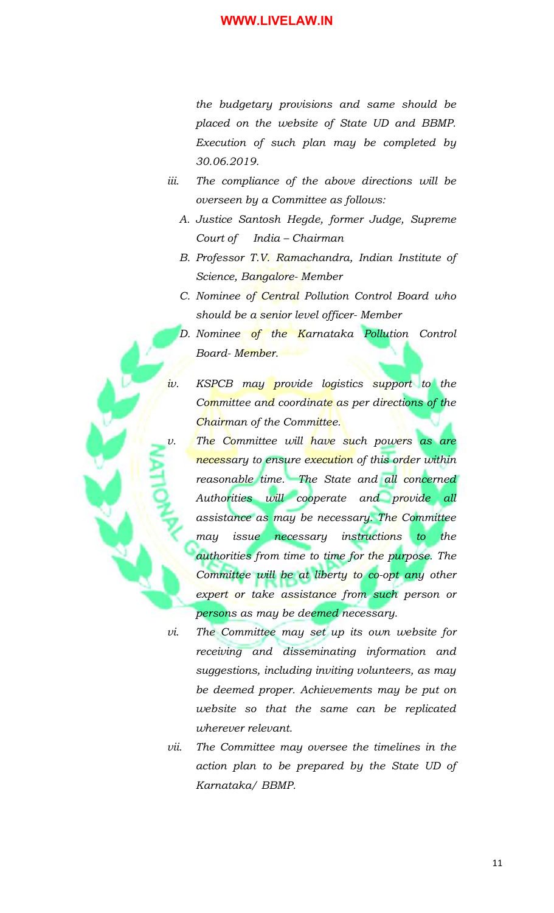*the budgetary provisions and same should be placed on the website of State UD and BBMP. Execution of such plan may be completed by 30.06.2019.*

iii. *The compliance of the above directions will be overseen by a Committee as follows:*

   A. *Justice Santosh Hegde, former Judge, Supreme Court of India – Chairman*

   B. *Professor T.V. Ramachandra, Indian Institute of Science, Bangalore- Member*

   C. *Nominee of Central Pollution Control Board who should be a senior level officer- Member*

   D. *Nominee of the Karnataka Pollution Control Board- Member.*

iv. *KSPCB may provide logistics support to the Committee and coordinate as per directions of the Chairman of the Committee.*

v. *The Committee will have such powers as are necessary to ensure execution of this order within reasonable time. The State and all concerned Authorities will cooperate and provide all assistance as may be necessary. The Committee may issue necessary instructions to the authorities from time to time for the purpose. The Committee will be at liberty to co-opt any other expert or take assistance from such person or persons as may be deemed necessary.*

vi. *The Committee may set up its own website for receiving and disseminating information and suggestions, including inviting volunteers, as may be deemed proper. Achievements may be put on website so that the same can be replicated wherever relevant.*

vii. *The Committee may oversee the timelines in the action plan to be prepared by the State UD of Karnataka/ BBMP.*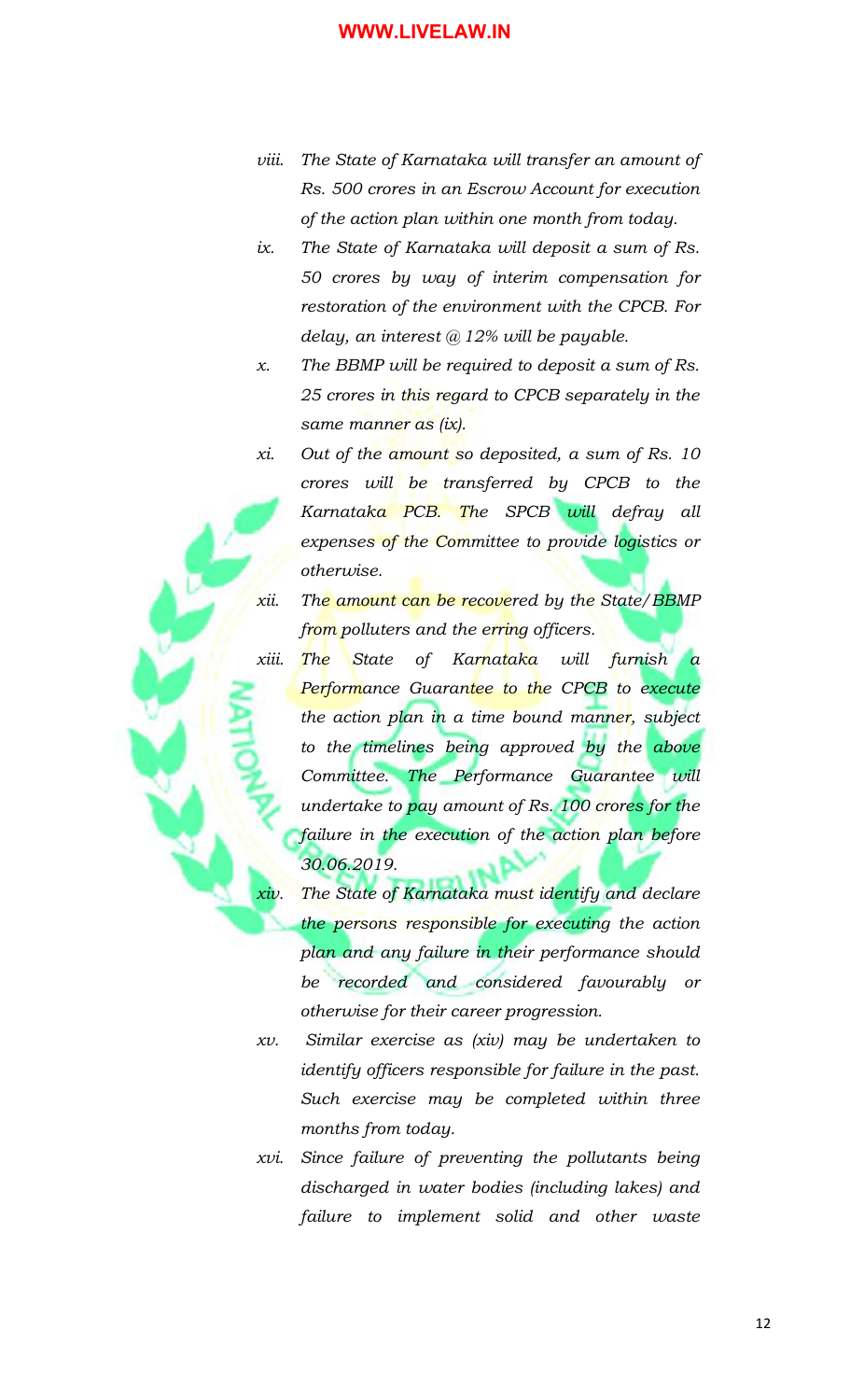*viii. The State of Karnataka will transfer an amount of Rs. 500 crores in an Escrow Account for execution of the action plan within one month from today.*

*ix. The State of Karnataka will deposit a sum of Rs. 50 crores by way of interim compensation for restoration of the environment with the CPCB. For delay, an interest @ 12% will be payable.*

*x. The BBMP will be required to deposit a sum of Rs. 25 crores in this regard to CPCB separately in the same manner as (ix).*

*xi. Out of the amount so deposited, a sum of Rs. 10 crores will be transferred by CPCB to the Karnataka PCB. The SPCB will defray all expenses of the Committee to provide logistics or otherwise.*

*xii. The amount can be recovered by the State/BBMP from polluters and the erring officers.*

*xiii. The State of Karnataka will furnish a Performance Guarantee to the CPCB to execute the action plan in a time bound manner, subject to the timelines being approved by the above Committee. The Performance Guarantee will undertake to pay amount of Rs. 100 crores for the failure in the execution of the action plan before 30.06.2019.*

*xiv. The State of Karnataka must identify and declare the persons responsible for executing the action plan and any failure in their performance should be recorded and considered favourably or otherwise for their career progression.*

*xv. Similar exercise as (xiv) may be undertaken to identify officers responsible for failure in the past. Such exercise may be completed within three months from today.*

*xvi. Since failure of preventing the pollutants being discharged in water bodies (including lakes) and failure to implement solid and other waste*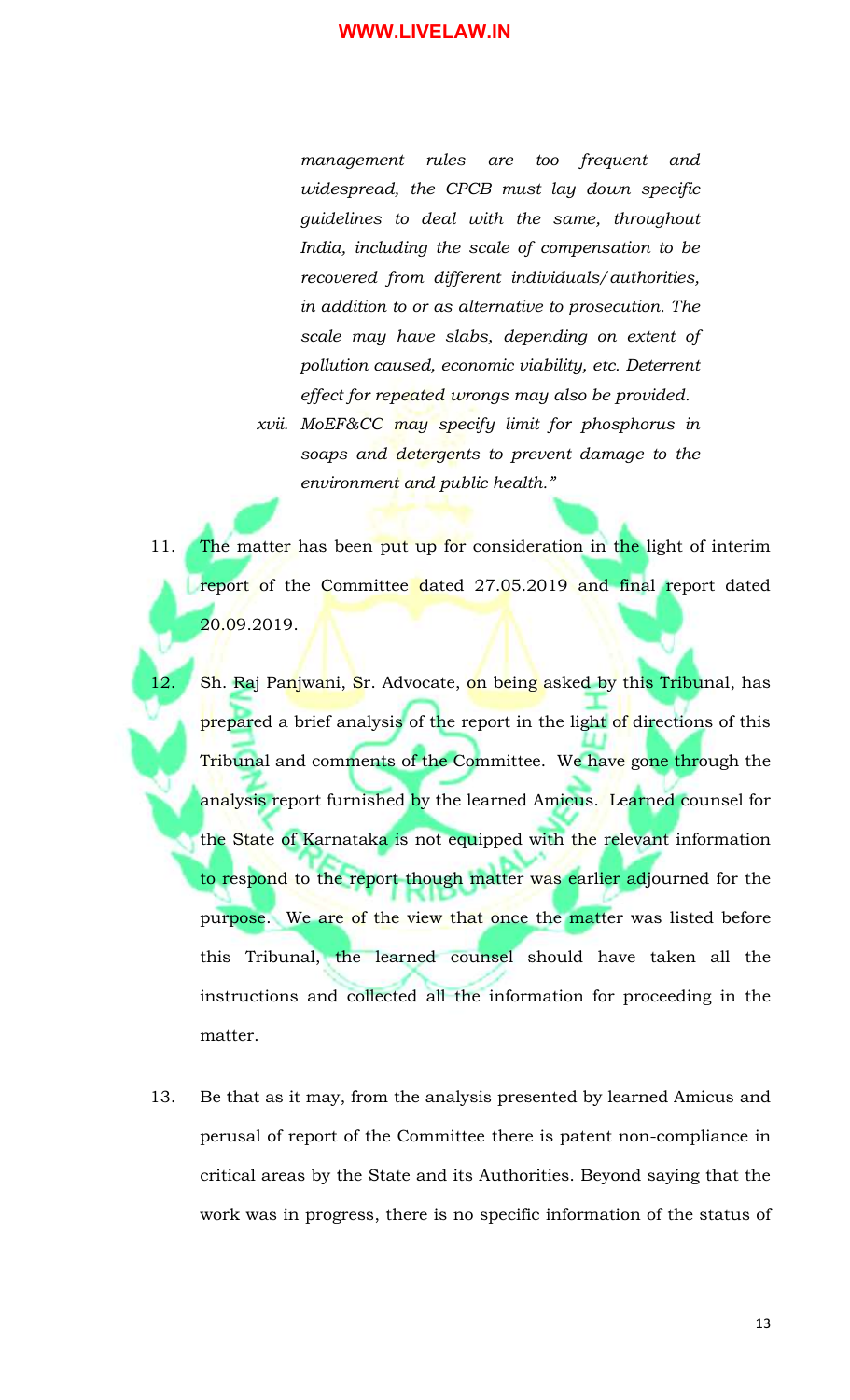*management rules are too frequent and widespread, the CPCB must lay down specific guidelines to deal with the same, throughout India, including the scale of compensation to be recovered from different individuals/authorities, in addition to or as alternative to prosecution. The scale may have slabs, depending on extent of pollution caused, economic viability, etc. Deterrent effect for repeated wrongs may also be provided.*

*xvii. MoEF&CC may specify limit for phosphorus in soaps and detergents to prevent damage to the environment and public health."*

11. The matter has been put up for consideration in the light of interim report of the Committee dated 27.05.2019 and final report dated 20.09.2019.

12. Sh. Raj Panjwani, Sr. Advocate, on being asked by this Tribunal, has prepared a brief analysis of the report in the light of directions of this Tribunal and comments of the Committee. We have gone through the analysis report furnished by the learned Amicus. Learned counsel for the State of Karnataka is not equipped with the relevant information to respond to the report though matter was earlier adjourned for the purpose. We are of the view that once the matter was listed before this Tribunal, the learned counsel should have taken all the instructions and collected all the information for proceeding in the matter.

13. Be that as it may, from the analysis presented by learned Amicus and perusal of report of the Committee there is patent non-compliance in critical areas by the State and its Authorities. Beyond saying that the work was in progress, there is no specific information of the status of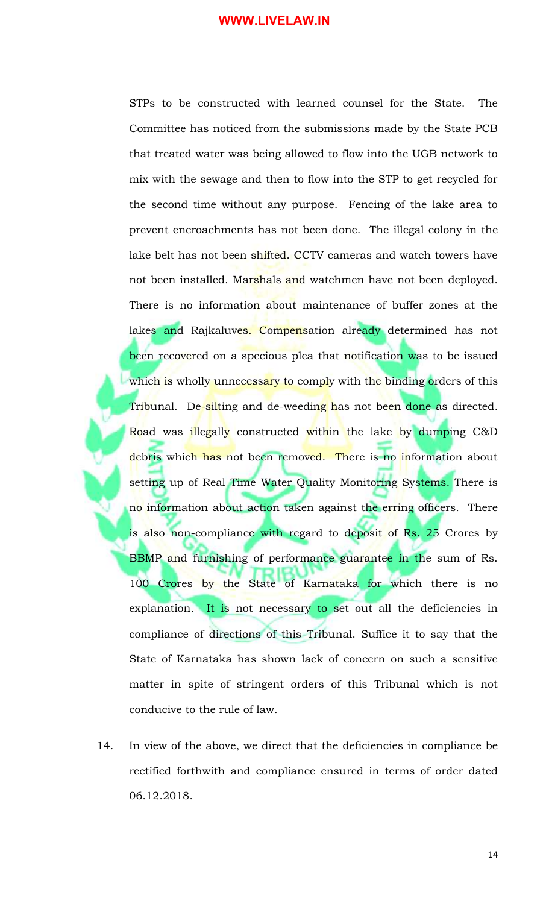STPs to be constructed with learned counsel for the State. The Committee has noticed from the submissions made by the State PCB that treated water was being allowed to flow into the UGB network to mix with the sewage and then to flow into the STP to get recycled for the second time without any purpose. Fencing of the lake area to prevent encroachments has not been done. The illegal colony in the lake belt has not been shifted. CCTV cameras and watch towers have not been installed. Marshals and watchmen have not been deployed. There is no information about maintenance of buffer zones at the lakes and Rajkaluves. Compensation already determined has not been recovered on a specious plea that notification was to be issued which is wholly unnecessary to comply with the binding orders of this Tribunal. De-silting and de-weeding has not been done as directed. Road was illegally constructed within the lake by dumping C&D debris which has not been removed. There is no information about setting up of Real Time Water Quality Monitoring Systems. There is no information about action taken against the erring officers. There is also non-compliance with regard to deposit of Rs. 25 Crores by BBMP and furnishing of performance guarantee in the sum of Rs. 100 Crores by the State of Karnataka for which there is no explanation. It is not necessary to set out all the deficiencies in compliance of directions of this Tribunal. Suffice it to say that the State of Karnataka has shown lack of concern on such a sensitive matter in spite of stringent orders of this Tribunal which is not conducive to the rule of law.

14. In view of the above, we direct that the deficiencies in compliance be rectified forthwith and compliance ensured in terms of order dated 06.12.2018.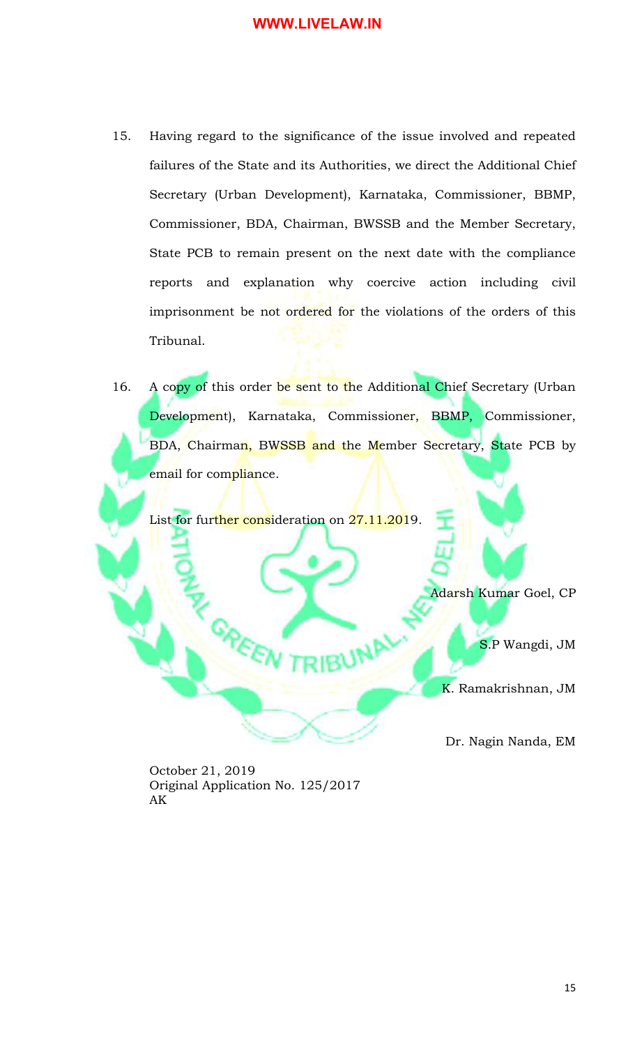15. Having regard to the significance of the issue involved and repeated failures of the State and its Authorities, we direct the Additional Chief Secretary (Urban Development), Karnataka, Commissioner, BBMP, Commissioner, BDA, Chairman, BWSSB and the Member Secretary, State PCB to remain present on the next date with the compliance reports and explanation why coercive action including civil imprisonment be not ordered for the violations of the orders of this Tribunal.

16. A copy of this order be sent to the Additional Chief Secretary (Urban Development), Karnataka, Commissioner, BBMP, Commissioner, BDA, Chairman, BWSSB and the Member Secretary, State PCB by email for compliance.

List for further consideration on 27.11.2019.

Adarsh Kumar Goel, CP

S.P Wangdi, JM

K. Ramakrishnan, JM

Dr. Nagin Nanda, EM

October 21, 2019
Original Application No. 125/2017
AK